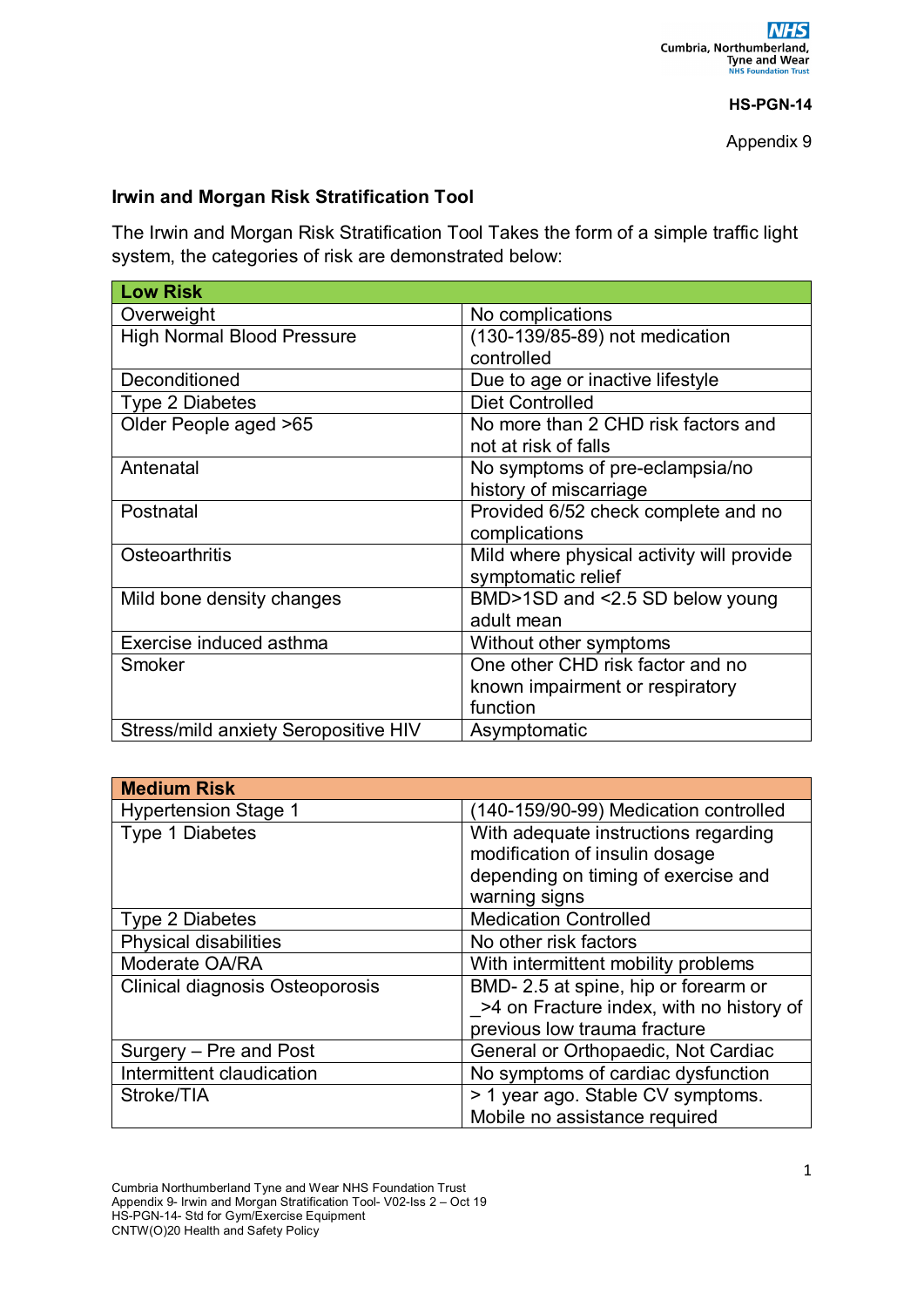HS-PGN-14

Appendix 9

**Irwin and Morgan Risk Stratification Tool**

The Irwin and Morgan Risk Stratification Tool Takes the form of a simple traffic light system, the categories of risk are demonstrated below:

| **Low Risk** | |
|---|---|
| Overweight | No complications |
| High Normal Blood Pressure | (130-139/85-89) not medication controlled |
| Deconditioned | Due to age or inactive lifestyle |
| Type 2 Diabetes | Diet Controlled |
| Older People aged >65 | No more than 2 CHD risk factors and not at risk of falls |
| Antenatal | No symptoms of pre-eclampsia/no history of miscarriage |
| Postnatal | Provided 6/52 check complete and no complications |
| Osteoarthritis | Mild where physical activity will provide symptomatic relief |
| Mild bone density changes | BMD>1SD and <2.5 SD below young adult mean |
| Exercise induced asthma | Without other symptoms |
| Smoker | One other CHD risk factor and no known impairment or respiratory function |
| Stress/mild anxiety Seropositive HIV | Asymptomatic |

| **Medium Risk** | |
|---|---|
| Hypertension Stage 1 | (140-159/90-99) Medication controlled |
| Type 1 Diabetes | With adequate instructions regarding modification of insulin dosage depending on timing of exercise and warning signs |
| Type 2 Diabetes | Medication Controlled |
| Physical disabilities | No other risk factors |
| Moderate OA/RA | With intermittent mobility problems |
| Clinical diagnosis Osteoporosis | BMD- 2.5 at spine, hip or forearm or _>4 on Fracture index, with no history of previous low trauma fracture |
| Surgery – Pre and Post | General or Orthopaedic, Not Cardiac |
| Intermittent claudication | No symptoms of cardiac dysfunction |
| Stroke/TIA | > 1 year ago. Stable CV symptoms. Mobile no assistance required |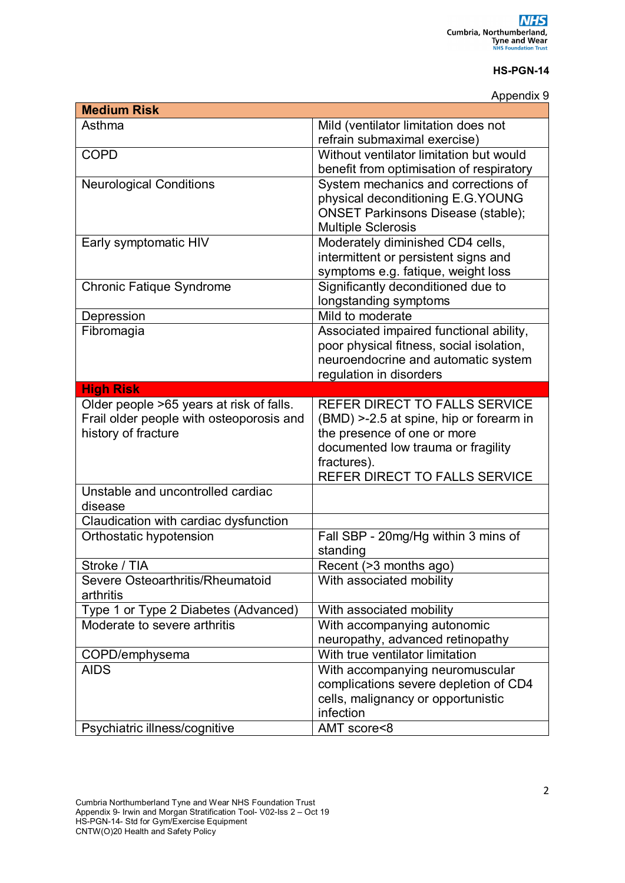HS-PGN-14

Appendix 9

| | |
|---|---|
| **Medium Risk** | |
| Asthma | Mild (ventilator limitation does not refrain submaximal exercise) |
| COPD | Without ventilator limitation but would benefit from optimisation of respiratory |
| Neurological Conditions | System mechanics and corrections of physical deconditioning E.G.YOUNG ONSET Parkinsons Disease (stable); Multiple Sclerosis |
| Early symptomatic HIV | Moderately diminished CD4 cells, intermittent or persistent signs and symptoms e.g. fatique, weight loss |
| Chronic Fatique Syndrome | Significantly deconditioned due to longstanding symptoms |
| Depression | Mild to moderate |
| Fibromagia | Associated impaired functional ability, poor physical fitness, social isolation, neuroendocrine and automatic system regulation in disorders |
| **High Risk** | |
| Older people >65 years at risk of falls. Frail older people with osteoporosis and history of fracture | REFER DIRECT TO FALLS SERVICE (BMD) >-2.5 at spine, hip or forearm in the presence of one or more documented low trauma or fragility fractures). REFER DIRECT TO FALLS SERVICE |
| Unstable and uncontrolled cardiac disease | |
| Claudication with cardiac dysfunction | |
| Orthostatic hypotension | Fall SBP - 20mg/Hg within 3 mins of standing |
| Stroke / TIA | Recent (>3 months ago) |
| Severe Osteoarthritis/Rheumatoid arthritis | With associated mobility |
| Type 1 or Type 2 Diabetes (Advanced) | With associated mobility |
| Moderate to severe arthritis | With accompanying autonomic neuropathy, advanced retinopathy |
| COPD/emphysema | With true ventilator limitation |
| AIDS | With accompanying neuromuscular complications severe depletion of CD4 cells, malignancy or opportunistic infection |
| Psychiatric illness/cognitive | AMT score<8 |

Cumbria Northumberland Tyne and Wear NHS Foundation Trust
Appendix 9- Irwin and Morgan Stratification Tool- V02-Iss 2 – Oct 19
HS-PGN-14- Std for Gym/Exercise Equipment
CNTW(O)20 Health and Safety Policy